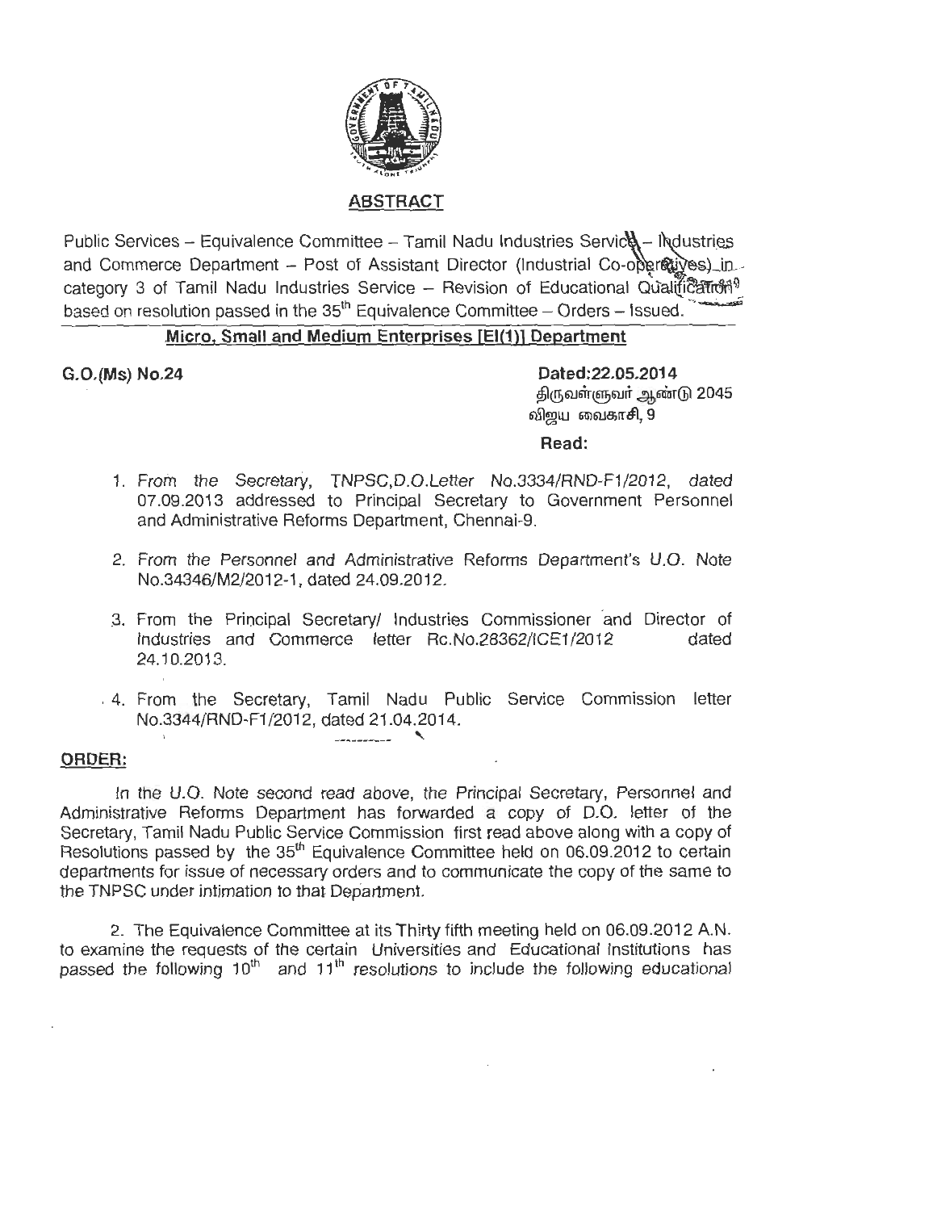## ABSTRACT

Public Services – Equivalence Committee – Tamil Nadu Industries Service – Industries and Commerce Department – Post of Assistant Director (Industrial Co-operatives) in category 3 of Tamil Nadu Industries Service – Revision of Educational Qualification based on resolution passed in the 35th Equivalence Committee – Orders – Issued.

**Micro, Small and Medium Enterprises [EI(1)] Department**

**G.O.(Ms) No.24** **Dated:22.05.2014**

திருவள்ளுவர் ஆண்டு 2045
விஜய வைகாசி, 9

**Read:**

1. *From the Secretary, TNPSC,D.O.Letter No.3334/RND-F1/2012, dated 07.09.2013 addressed to Principal Secretary to Government Personnel and Administrative Reforms Department, Chennai-9.*

2. *From the Personnel and Administrative Reforms Department's U.O. Note No.34346/M2/2012-1, dated 24.09.2012.*

3. From the Principal Secretary/ Industries Commissioner and Director of Industries and Commerce letter Rc.No.28362/ICE1/2012 dated 24.10.2013.

4. From the Secretary, Tamil Nadu Public Service Commission letter No.3344/RND-F1/2012, dated 21.04.2014.

---------

**ORDER:**

In the U.O. Note second read above, the Principal Secretary, Personnel and Administrative Reforms Department has forwarded a copy of D.O. letter of the Secretary, Tamil Nadu Public Service Commission first read above along with a copy of Resolutions passed by the 35th Equivalence Committee held on 06.09.2012 to certain departments for issue of necessary orders and to communicate the copy of the same to the TNPSC under intimation to that Department.

2. The Equivalence Committee at its Thirty fifth meeting held on 06.09.2012 A.N. to examine the requests of the certain Universities and Educational Institutions has passed the following 10th and 11th resolutions to include the following educational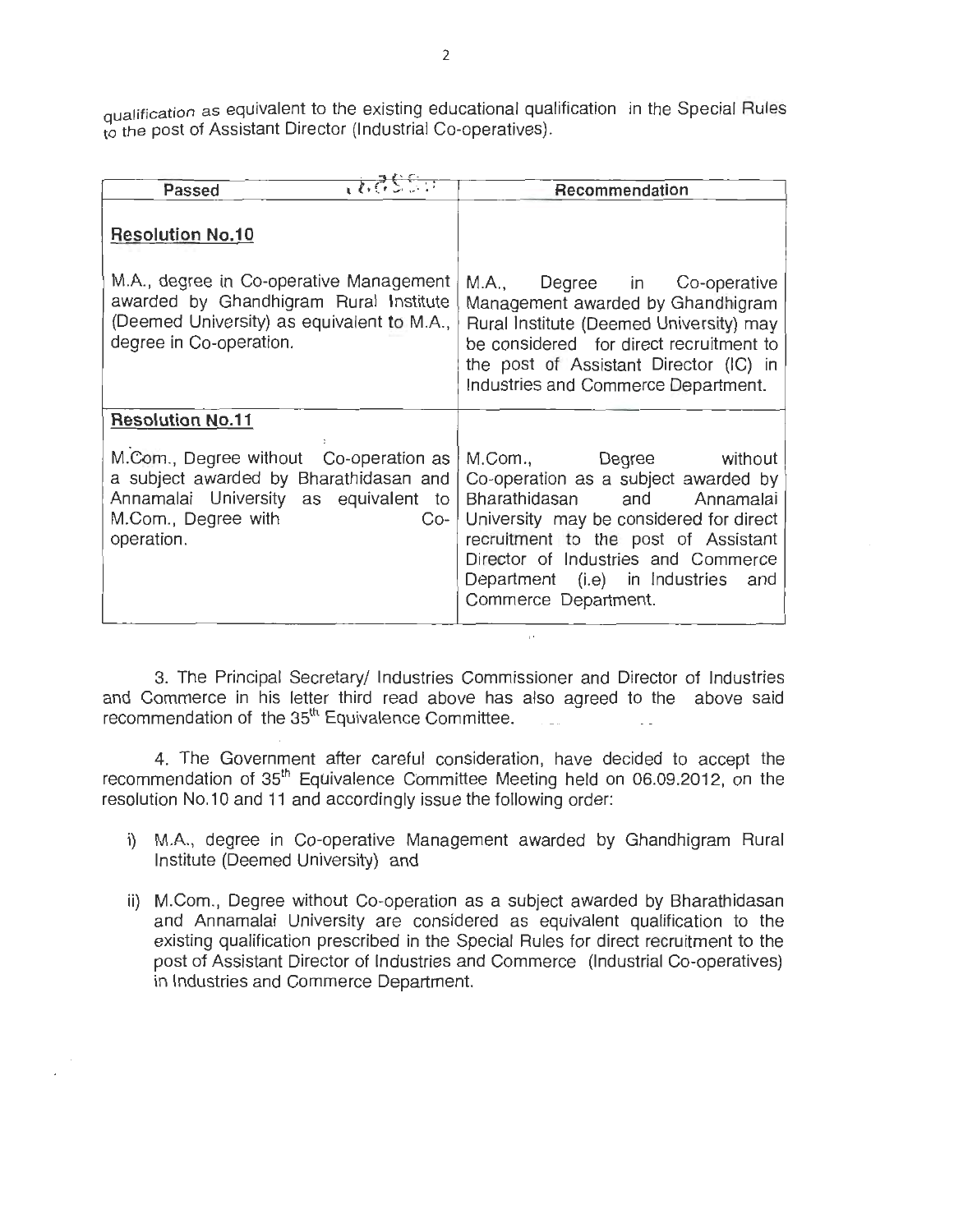qualification as equivalent to the existing educational qualification in the Special Rules to the post of Assistant Director (Industrial Co-operatives).

| Passed | Recommendation |
| --- | --- |
| **Resolution No.10**<br><br>M.A., degree in Co-operative Management awarded by Ghandhigram Rural Institute (Deemed University) as equivalent to M.A., degree in Co-operation. | M.A., Degree in Co-operative Management awarded by Ghandhigram Rural Institute (Deemed University) may be considered for direct recruitment to the post of Assistant Director (IC) in Industries and Commerce Department. |
| **Resolution No.11**<br><br>M.Com., Degree without Co-operation as a subject awarded by Bharathidasan and Annamalai University as equivalent to M.Com., Degree with Co-operation. | M.Com., Degree without Co-operation as a subject awarded by Bharathidasan and Annamalai University may be considered for direct recruitment to the post of Assistant Director of Industries and Commerce Department (i.e) in Industries and Commerce Department. |

3. The Principal Secretary/ Industries Commissioner and Director of Industries and Commerce in his letter third read above has also agreed to the above said recommendation of the 35th Equivalence Committee.

4. The Government after careful consideration, have decided to accept the recommendation of 35th Equivalence Committee Meeting held on 06.09.2012, on the resolution No.10 and 11 and accordingly issue the following order:

i) M.A., degree in Co-operative Management awarded by Ghandhigram Rural Institute (Deemed University) and

ii) M.Com., Degree without Co-operation as a subject awarded by Bharathidasan and Annamalai University are considered as equivalent qualification to the existing qualification prescribed in the Special Rules for direct recruitment to the post of Assistant Director of Industries and Commerce (Industrial Co-operatives) in Industries and Commerce Department.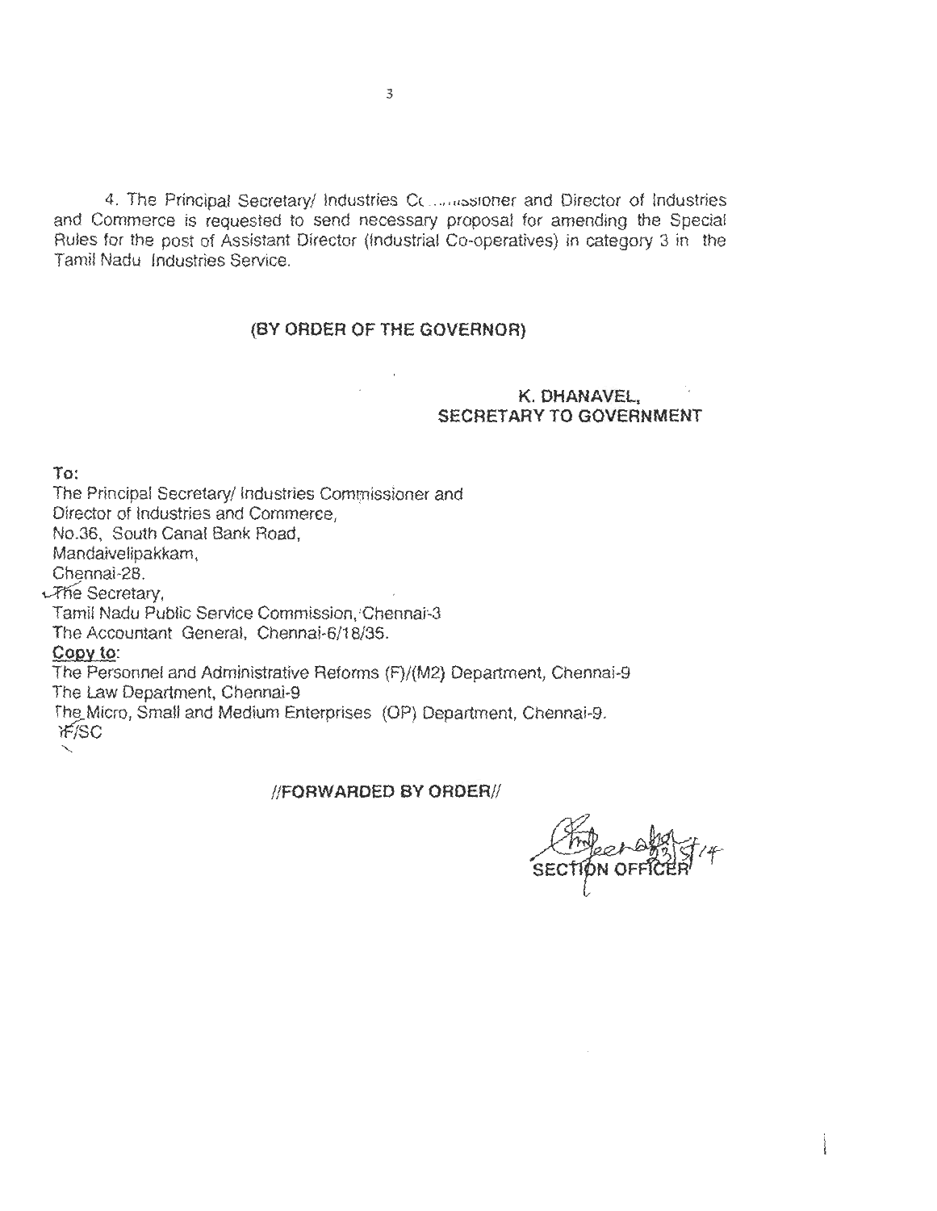4. The Principal Secretary/ Industries Commissioner and Director of Industries and Commerce is requested to send necessary proposal for amending the Special Rules for the post of Assistant Director (Industrial Co-operatives) in category 3 in the Tamil Nadu Industries Service.

**(BY ORDER OF THE GOVERNOR)**

**K. DHANAVEL,**
**SECRETARY TO GOVERNMENT**

**To:**
The Principal Secretary/ Industries Commissioner and
Director of Industries and Commerce,
No.36, South Canal Bank Road,
Mandaivelipakkam,
Chennai-28.
The Secretary,
Tamil Nadu Public Service Commission, Chennai-3
The Accountant General, Chennai-6/18/35.

**Copy to:**
The Personnel and Administrative Reforms (F)/(M2) Department, Chennai-9
The Law Department, Chennai-9
The Micro, Small and Medium Enterprises (OP) Department, Chennai-9.
SF/SC

**//FORWARDED BY ORDER//**

SECTION OFFICER